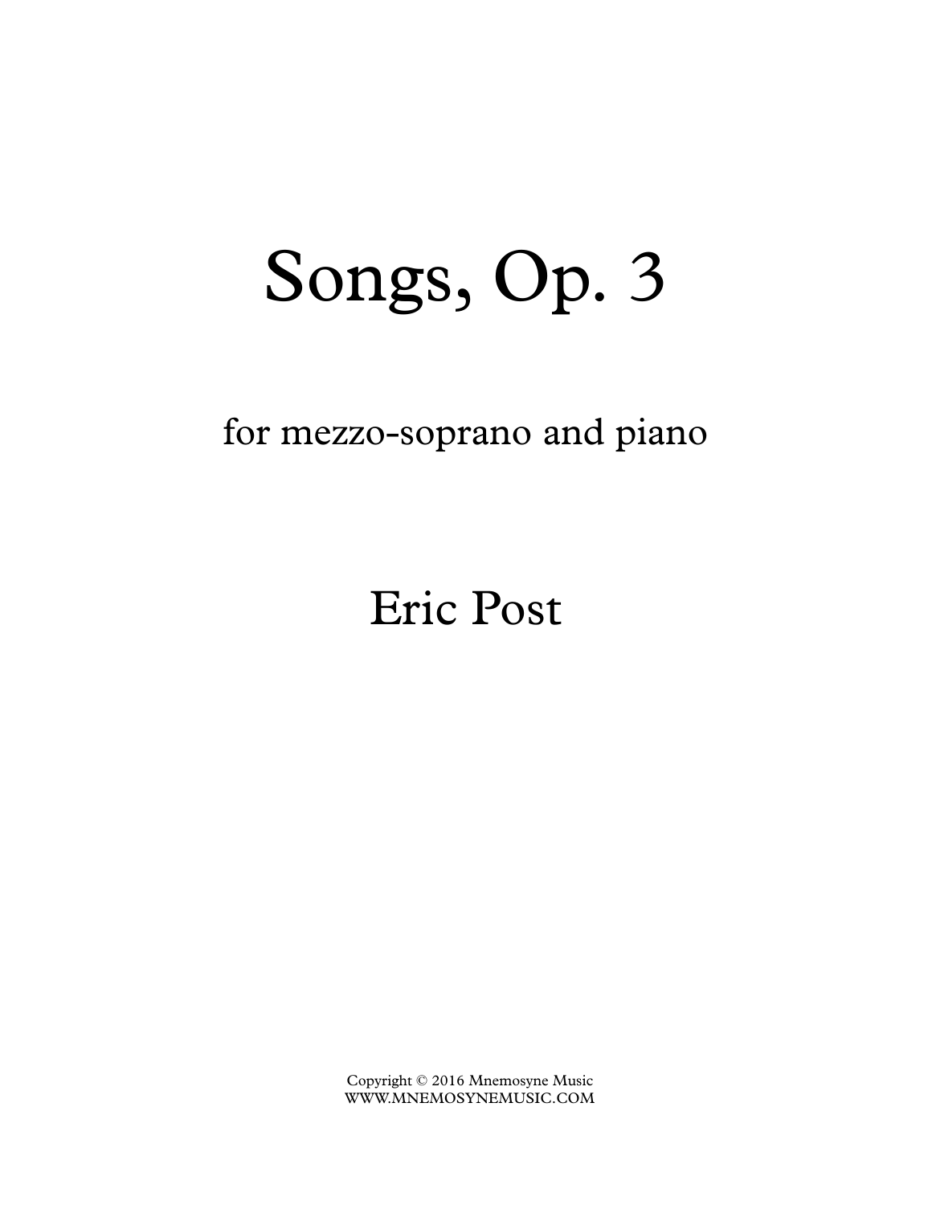# Songs, Op. 3

for mezzo-soprano and piano

Eric Post

Copyright © 2016 Mnemosyne Music
WWW.MNEMOSYNEMUSIC.COM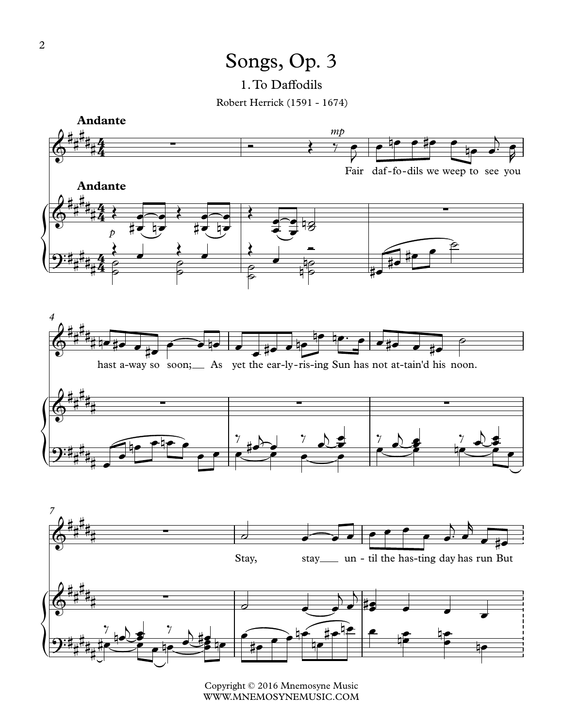# Songs, Op. 3

## 1. To Daffodils

Robert Herrick (1591 - 1674)

Copyright © 2016 Mnemosyne Music
WWW.MNEMOSYNEMUSIC.COM